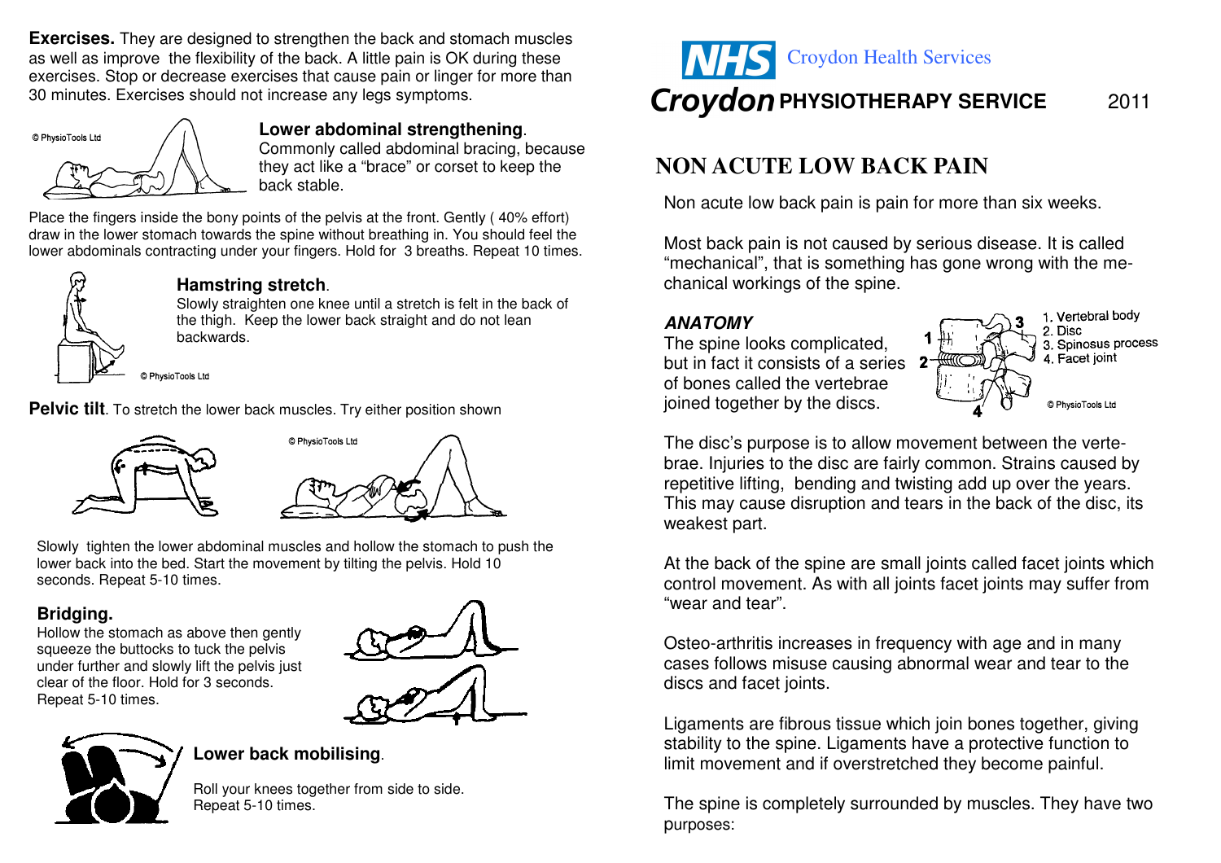**Exercises.** They are designed to strengthen the back and stomach muscles as well as improve the flexibility of the back. A little pain is OK during these exercises. Stop or decrease exercises that cause pain or linger for more than 30 minutes. Exercises should not increase any legs symptoms.

**Lower abdominal strengthening**.
Commonly called abdominal bracing, because they act like a "brace" or corset to keep the back stable.

Place the fingers inside the bony points of the pelvis at the front. Gently ( 40% effort) draw in the lower stomach towards the spine without breathing in. You should feel the lower abdominals contracting under your fingers. Hold for 3 breaths. Repeat 10 times.

**Hamstring stretch**.
Slowly straighten one knee until a stretch is felt in the back of the thigh. Keep the lower back straight and do not lean backwards.

**Pelvic tilt**. To stretch the lower back muscles. Try either position shown

Slowly tighten the lower abdominal muscles and hollow the stomach to push the lower back into the bed. Start the movement by tilting the pelvis. Hold 10 seconds. Repeat 5-10 times.

**Bridging.**
Hollow the stomach as above then gently squeeze the buttocks to tuck the pelvis under further and slowly lift the pelvis just clear of the floor. Hold for 3 seconds. Repeat 5-10 times.

**Lower back mobilising**.

Roll your knees together from side to side. Repeat 5-10 times.

NHS Croydon Health Services

**Croydon PHYSIOTHERAPY SERVICE** 2011

# NON ACUTE LOW BACK PAIN

Non acute low back pain is pain for more than six weeks.

Most back pain is not caused by serious disease. It is called "mechanical", that is something has gone wrong with the mechanical workings of the spine.

### *ANATOMY*

The spine looks complicated, but in fact it consists of a series of bones called the vertebrae joined together by the discs.

1. Vertebral body
2. Disc
3. Spinosus process
4. Facet joint

The disc's purpose is to allow movement between the vertebrae. Injuries to the disc are fairly common. Strains caused by repetitive lifting, bending and twisting add up over the years. This may cause disruption and tears in the back of the disc, its weakest part.

At the back of the spine are small joints called facet joints which control movement. As with all joints facet joints may suffer from "wear and tear".

Osteo-arthritis increases in frequency with age and in many cases follows misuse causing abnormal wear and tear to the discs and facet joints.

Ligaments are fibrous tissue which join bones together, giving stability to the spine. Ligaments have a protective function to limit movement and if overstretched they become painful.

The spine is completely surrounded by muscles. They have two purposes: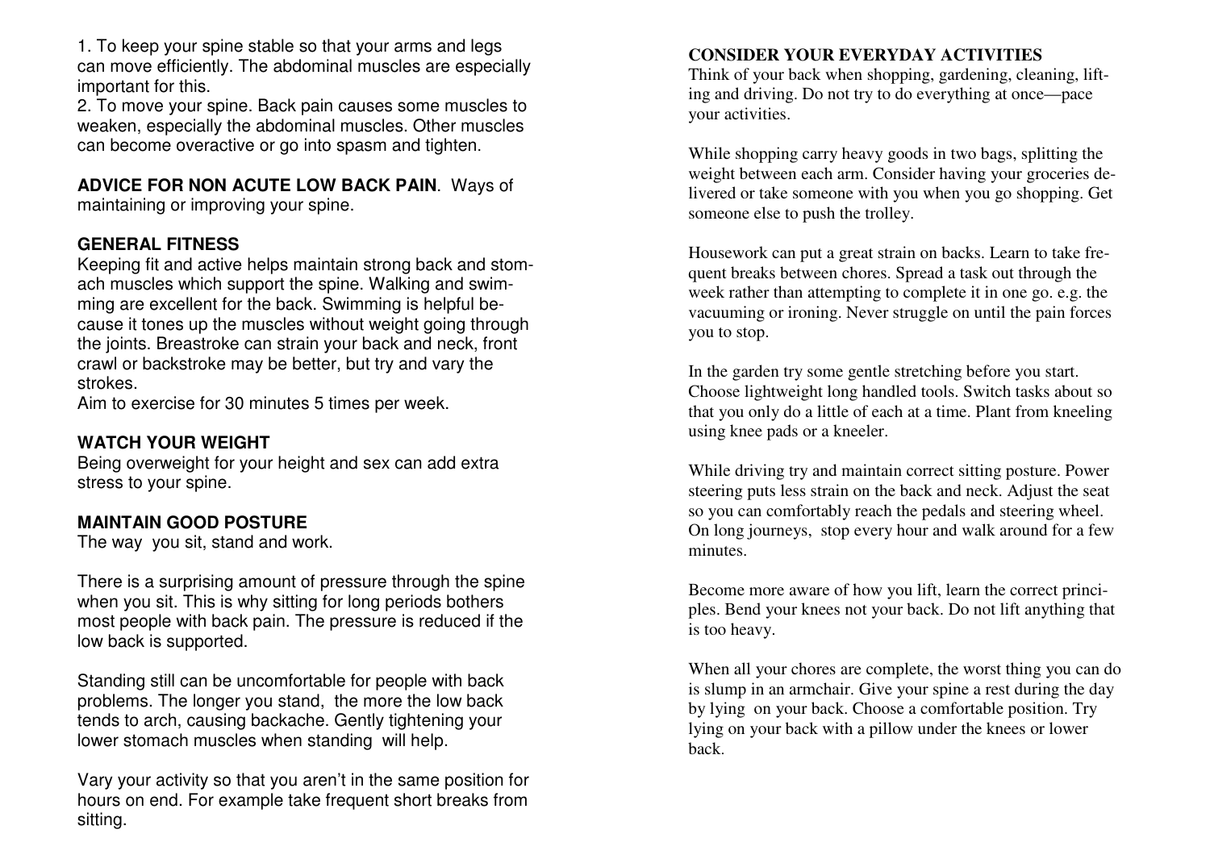1. To keep your spine stable so that your arms and legs can move efficiently. The abdominal muscles are especially important for this.
2. To move your spine. Back pain causes some muscles to weaken, especially the abdominal muscles. Other muscles can become overactive or go into spasm and tighten.

**ADVICE FOR NON ACUTE LOW BACK PAIN**. Ways of maintaining or improving your spine.

**GENERAL FITNESS**

Keeping fit and active helps maintain strong back and stomach muscles which support the spine. Walking and swimming are excellent for the back. Swimming is helpful because it tones up the muscles without weight going through the joints. Breaststroke can strain your back and neck, front crawl or backstroke may be better, but try and vary the strokes.

Aim to exercise for 30 minutes 5 times per week.

**WATCH YOUR WEIGHT**

Being overweight for your height and sex can add extra stress to your spine.

**MAINTAIN GOOD POSTURE**

The way you sit, stand and work.

There is a surprising amount of pressure through the spine when you sit. This is why sitting for long periods bothers most people with back pain. The pressure is reduced if the low back is supported.

Standing still can be uncomfortable for people with back problems. The longer you stand, the more the low back tends to arch, causing backache. Gently tightening your lower stomach muscles when standing will help.

Vary your activity so that you aren't in the same position for hours on end. For example take frequent short breaks from sitting.

**CONSIDER YOUR EVERYDAY ACTIVITIES**

Think of your back when shopping, gardening, cleaning, lifting and driving. Do not try to do everything at once—pace your activities.

While shopping carry heavy goods in two bags, splitting the weight between each arm. Consider having your groceries delivered or take someone with you when you go shopping. Get someone else to push the trolley.

Housework can put a great strain on backs. Learn to take frequent breaks between chores. Spread a task out through the week rather than attempting to complete it in one go. e.g. the vacuuming or ironing. Never struggle on until the pain forces you to stop.

In the garden try some gentle stretching before you start. Choose lightweight long handled tools. Switch tasks about so that you only do a little of each at a time. Plant from kneeling using knee pads or a kneeler.

While driving try and maintain correct sitting posture. Power steering puts less strain on the back and neck. Adjust the seat so you can comfortably reach the pedals and steering wheel. On long journeys, stop every hour and walk around for a few minutes.

Become more aware of how you lift, learn the correct principles. Bend your knees not your back. Do not lift anything that is too heavy.

When all your chores are complete, the worst thing you can do is slump in an armchair. Give your spine a rest during the day by lying on your back. Choose a comfortable position. Try lying on your back with a pillow under the knees or lower back.